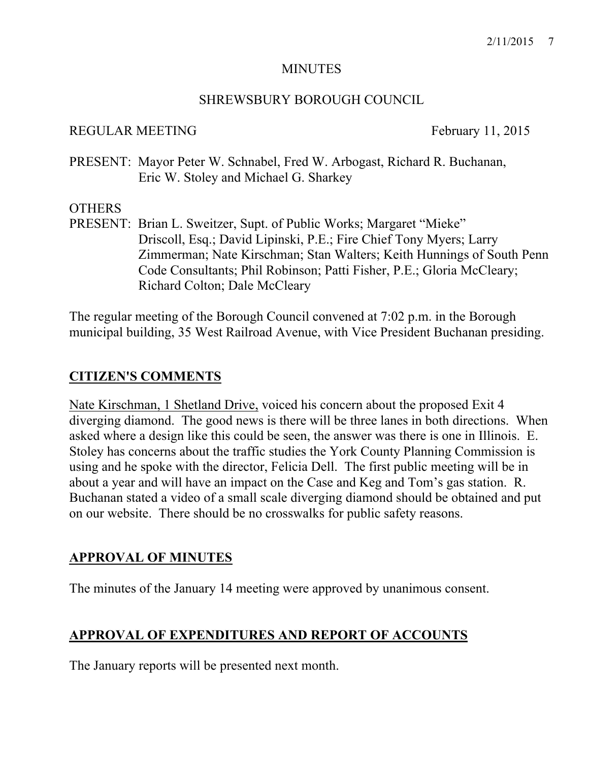MINUTES

SHREWSBURY BOROUGH COUNCIL

REGULAR MEETING February 11, 2015

PRESENT: Mayor Peter W. Schnabel, Fred W. Arbogast, Richard R. Buchanan, Eric W. Stoley and Michael G. Sharkey

OTHERS
PRESENT: Brian L. Sweitzer, Supt. of Public Works; Margaret "Mieke" Driscoll, Esq.; David Lipinski, P.E.; Fire Chief Tony Myers; Larry Zimmerman; Nate Kirschman; Stan Walters; Keith Hunnings of South Penn Code Consultants; Phil Robinson; Patti Fisher, P.E.; Gloria McCleary; Richard Colton; Dale McCleary

The regular meeting of the Borough Council convened at 7:02 p.m. in the Borough municipal building, 35 West Railroad Avenue, with Vice President Buchanan presiding.

## CITIZEN'S COMMENTS

Nate Kirschman, 1 Shetland Drive, voiced his concern about the proposed Exit 4 diverging diamond. The good news is there will be three lanes in both directions. When asked where a design like this could be seen, the answer was there is one in Illinois. E. Stoley has concerns about the traffic studies the York County Planning Commission is using and he spoke with the director, Felicia Dell. The first public meeting will be in about a year and will have an impact on the Case and Keg and Tom's gas station. R. Buchanan stated a video of a small scale diverging diamond should be obtained and put on our website. There should be no crosswalks for public safety reasons.

## APPROVAL OF MINUTES

The minutes of the January 14 meeting were approved by unanimous consent.

## APPROVAL OF EXPENDITURES AND REPORT OF ACCOUNTS

The January reports will be presented next month.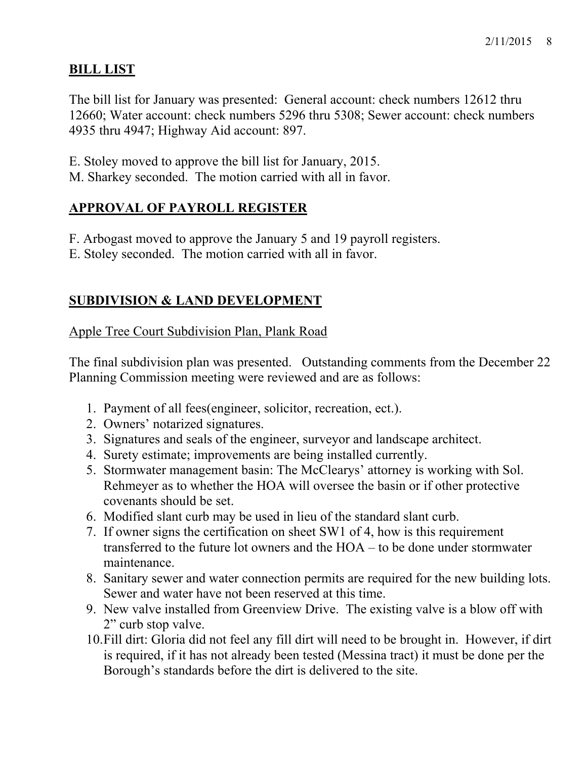## BILL LIST

The bill list for January was presented: General account: check numbers 12612 thru 12660; Water account: check numbers 5296 thru 5308; Sewer account: check numbers 4935 thru 4947; Highway Aid account: 897.

E. Stoley moved to approve the bill list for January, 2015.
M. Sharkey seconded. The motion carried with all in favor.

## APPROVAL OF PAYROLL REGISTER

F. Arbogast moved to approve the January 5 and 19 payroll registers.
E. Stoley seconded. The motion carried with all in favor.

## SUBDIVISION & LAND DEVELOPMENT

Apple Tree Court Subdivision Plan, Plank Road

The final subdivision plan was presented. Outstanding comments from the December 22 Planning Commission meeting were reviewed and are as follows:

1. Payment of all fees(engineer, solicitor, recreation, ect.).
2. Owners' notarized signatures.
3. Signatures and seals of the engineer, surveyor and landscape architect.
4. Surety estimate; improvements are being installed currently.
5. Stormwater management basin: The McClearys' attorney is working with Sol. Rehmeyer as to whether the HOA will oversee the basin or if other protective covenants should be set.
6. Modified slant curb may be used in lieu of the standard slant curb.
7. If owner signs the certification on sheet SW1 of 4, how is this requirement transferred to the future lot owners and the HOA – to be done under stormwater maintenance.
8. Sanitary sewer and water connection permits are required for the new building lots. Sewer and water have not been reserved at this time.
9. New valve installed from Greenview Drive. The existing valve is a blow off with 2" curb stop valve.
10. Fill dirt: Gloria did not feel any fill dirt will need to be brought in. However, if dirt is required, if it has not already been tested (Messina tract) it must be done per the Borough's standards before the dirt is delivered to the site.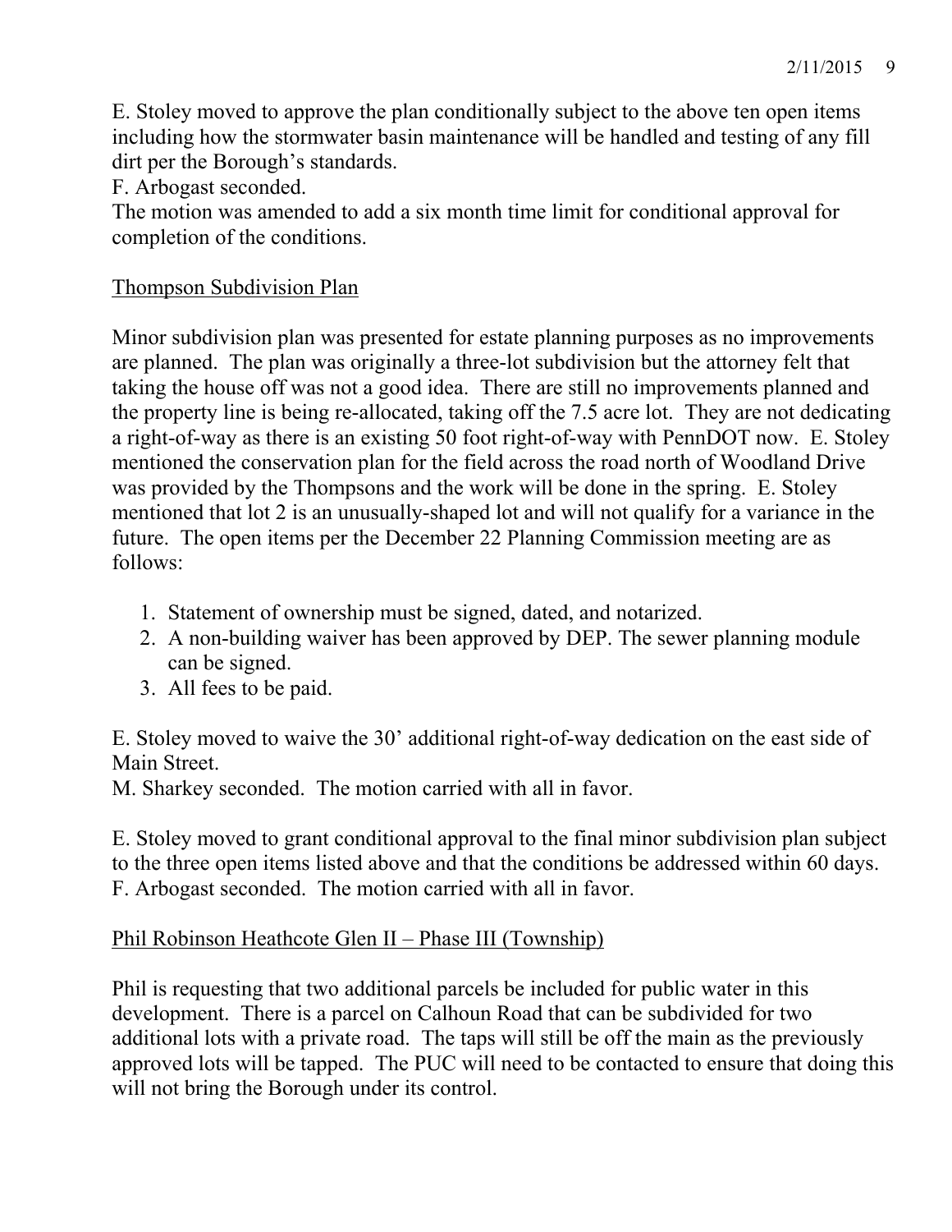E. Stoley moved to approve the plan conditionally subject to the above ten open items including how the stormwater basin maintenance will be handled and testing of any fill dirt per the Borough's standards.
F. Arbogast seconded.
The motion was amended to add a six month time limit for conditional approval for completion of the conditions.

<u>Thompson Subdivision Plan</u>

Minor subdivision plan was presented for estate planning purposes as no improvements are planned. The plan was originally a three-lot subdivision but the attorney felt that taking the house off was not a good idea. There are still no improvements planned and the property line is being re-allocated, taking off the 7.5 acre lot. They are not dedicating a right-of-way as there is an existing 50 foot right-of-way with PennDOT now. E. Stoley mentioned the conservation plan for the field across the road north of Woodland Drive was provided by the Thompsons and the work will be done in the spring. E. Stoley mentioned that lot 2 is an unusually-shaped lot and will not qualify for a variance in the future. The open items per the December 22 Planning Commission meeting are as follows:

1. Statement of ownership must be signed, dated, and notarized.
2. A non-building waiver has been approved by DEP. The sewer planning module can be signed.
3. All fees to be paid.

E. Stoley moved to waive the 30' additional right-of-way dedication on the east side of Main Street.
M. Sharkey seconded. The motion carried with all in favor.

E. Stoley moved to grant conditional approval to the final minor subdivision plan subject to the three open items listed above and that the conditions be addressed within 60 days.
F. Arbogast seconded. The motion carried with all in favor.

<u>Phil Robinson Heathcote Glen II – Phase III (Township)</u>

Phil is requesting that two additional parcels be included for public water in this development. There is a parcel on Calhoun Road that can be subdivided for two additional lots with a private road. The taps will still be off the main as the previously approved lots will be tapped. The PUC will need to be contacted to ensure that doing this will not bring the Borough under its control.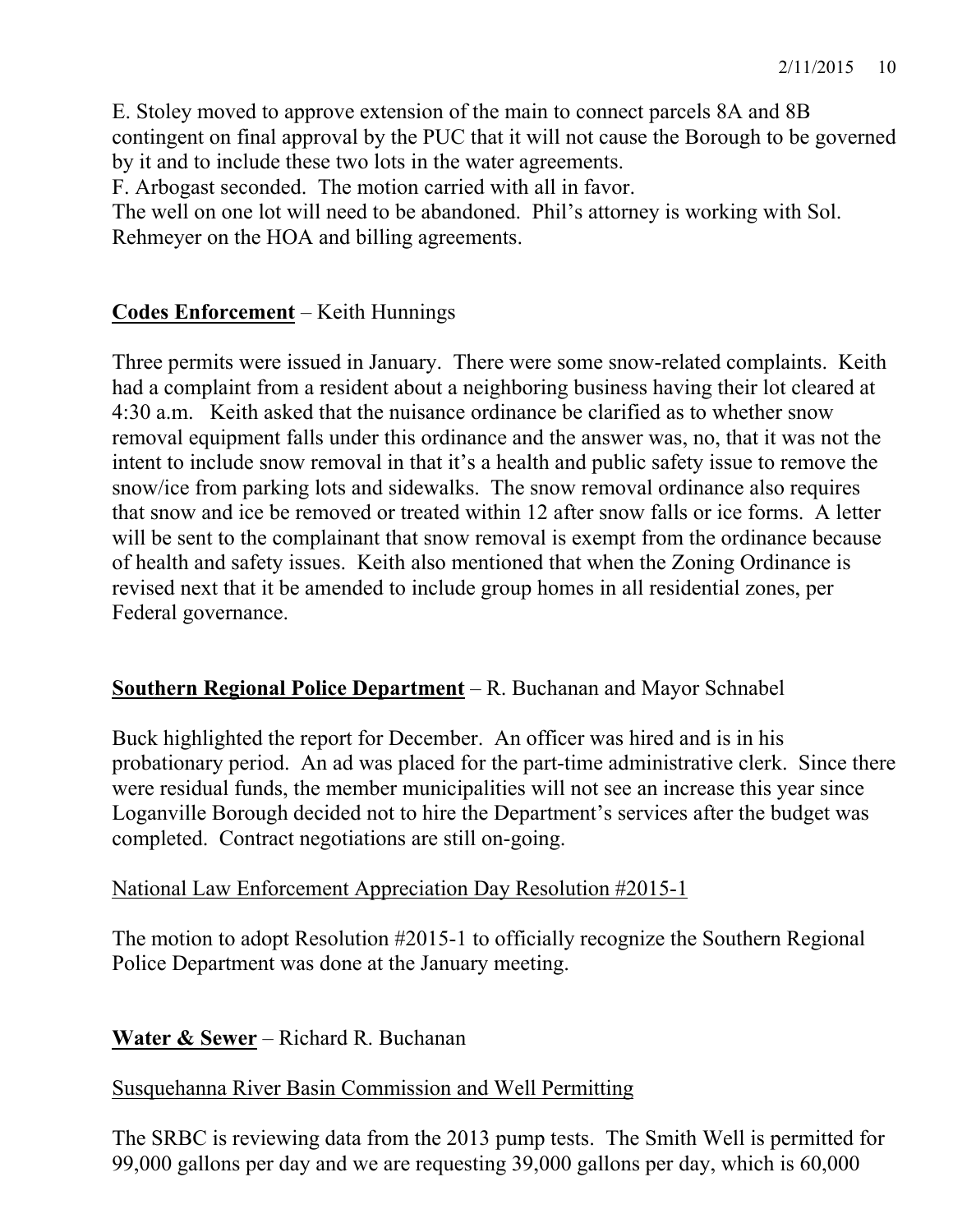E. Stoley moved to approve extension of the main to connect parcels 8A and 8B contingent on final approval by the PUC that it will not cause the Borough to be governed by it and to include these two lots in the water agreements.
F. Arbogast seconded. The motion carried with all in favor.
The well on one lot will need to be abandoned. Phil's attorney is working with Sol. Rehmeyer on the HOA and billing agreements.

**Codes Enforcement** – Keith Hunnings

Three permits were issued in January. There were some snow-related complaints. Keith had a complaint from a resident about a neighboring business having their lot cleared at 4:30 a.m. Keith asked that the nuisance ordinance be clarified as to whether snow removal equipment falls under this ordinance and the answer was, no, that it was not the intent to include snow removal in that it's a health and public safety issue to remove the snow/ice from parking lots and sidewalks. The snow removal ordinance also requires that snow and ice be removed or treated within 12 after snow falls or ice forms. A letter will be sent to the complainant that snow removal is exempt from the ordinance because of health and safety issues. Keith also mentioned that when the Zoning Ordinance is revised next that it be amended to include group homes in all residential zones, per Federal governance.

**Southern Regional Police Department** – R. Buchanan and Mayor Schnabel

Buck highlighted the report for December. An officer was hired and is in his probationary period. An ad was placed for the part-time administrative clerk. Since there were residual funds, the member municipalities will not see an increase this year since Loganville Borough decided not to hire the Department's services after the budget was completed. Contract negotiations are still on-going.

National Law Enforcement Appreciation Day Resolution #2015-1

The motion to adopt Resolution #2015-1 to officially recognize the Southern Regional Police Department was done at the January meeting.

**Water & Sewer** – Richard R. Buchanan

Susquehanna River Basin Commission and Well Permitting

The SRBC is reviewing data from the 2013 pump tests. The Smith Well is permitted for 99,000 gallons per day and we are requesting 39,000 gallons per day, which is 60,000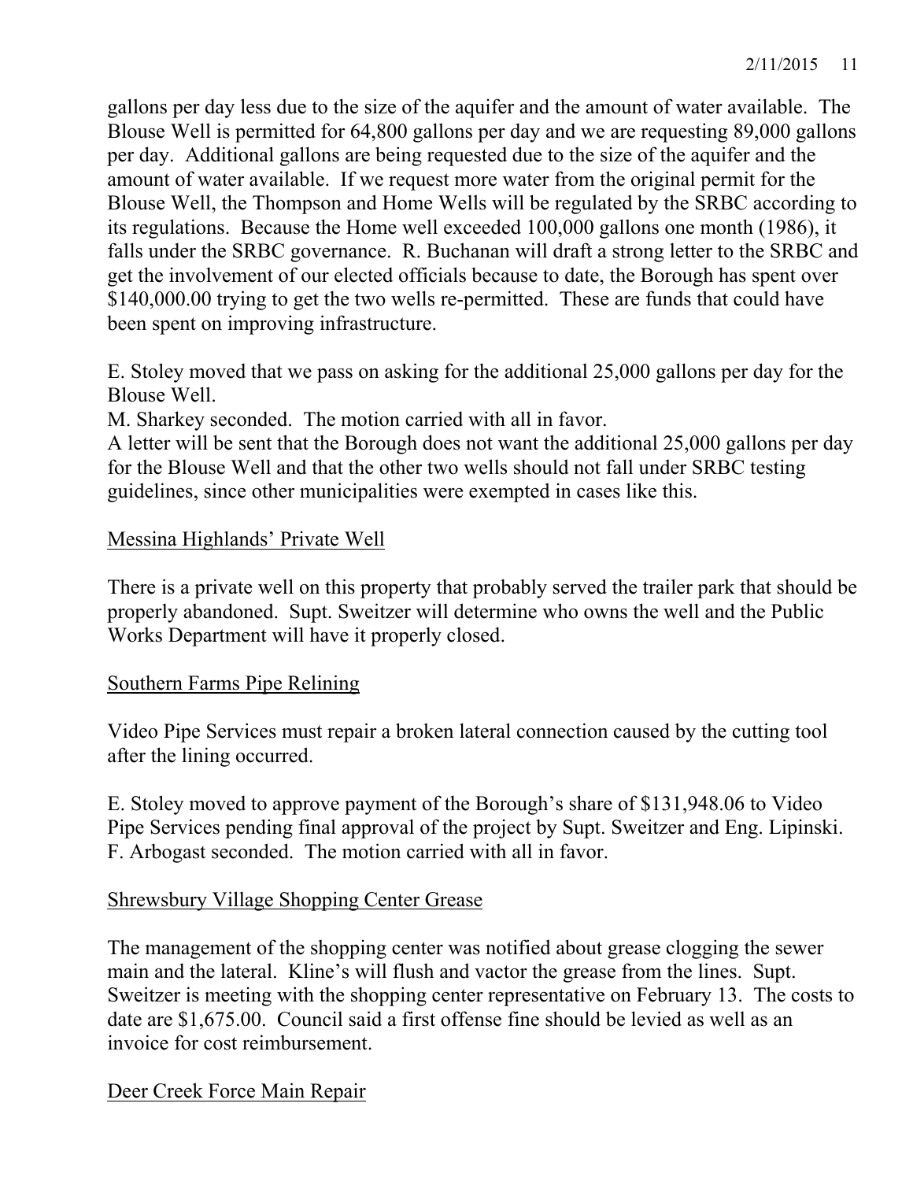gallons per day less due to the size of the aquifer and the amount of water available. The Blouse Well is permitted for 64,800 gallons per day and we are requesting 89,000 gallons per day. Additional gallons are being requested due to the size of the aquifer and the amount of water available. If we request more water from the original permit for the Blouse Well, the Thompson and Home Wells will be regulated by the SRBC according to its regulations. Because the Home well exceeded 100,000 gallons one month (1986), it falls under the SRBC governance. R. Buchanan will draft a strong letter to the SRBC and get the involvement of our elected officials because to date, the Borough has spent over $140,000.00 trying to get the two wells re-permitted. These are funds that could have been spent on improving infrastructure.

E. Stoley moved that we pass on asking for the additional 25,000 gallons per day for the Blouse Well.
M. Sharkey seconded. The motion carried with all in favor.
A letter will be sent that the Borough does not want the additional 25,000 gallons per day for the Blouse Well and that the other two wells should not fall under SRBC testing guidelines, since other municipalities were exempted in cases like this.

<u>Messina Highlands' Private Well</u>

There is a private well on this property that probably served the trailer park that should be properly abandoned. Supt. Sweitzer will determine who owns the well and the Public Works Department will have it properly closed.

<u>Southern Farms Pipe Relining</u>

Video Pipe Services must repair a broken lateral connection caused by the cutting tool after the lining occurred.

E. Stoley moved to approve payment of the Borough's share of $131,948.06 to Video Pipe Services pending final approval of the project by Supt. Sweitzer and Eng. Lipinski.
F. Arbogast seconded. The motion carried with all in favor.

<u>Shrewsbury Village Shopping Center Grease</u>

The management of the shopping center was notified about grease clogging the sewer main and the lateral. Kline's will flush and vactor the grease from the lines. Supt. Sweitzer is meeting with the shopping center representative on February 13. The costs to date are $1,675.00. Council said a first offense fine should be levied as well as an invoice for cost reimbursement.

<u>Deer Creek Force Main Repair</u>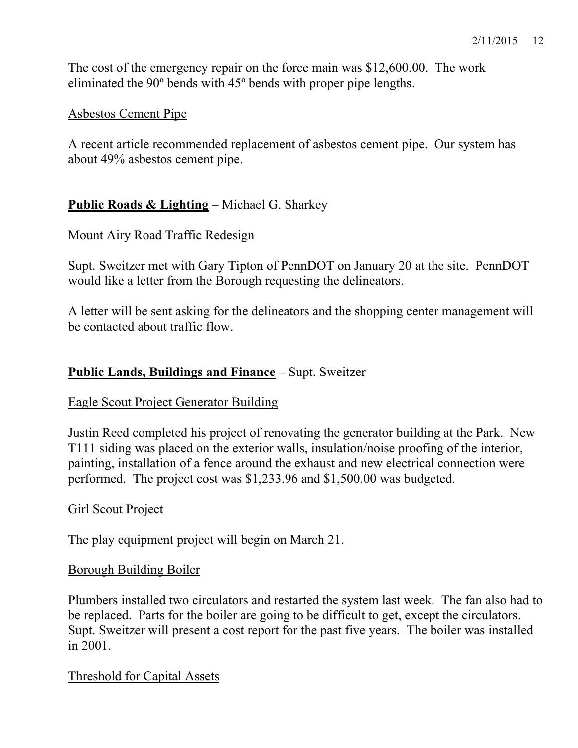The cost of the emergency repair on the force main was $12,600.00. The work eliminated the 90º bends with 45º bends with proper pipe lengths.

Asbestos Cement Pipe

A recent article recommended replacement of asbestos cement pipe. Our system has about 49% asbestos cement pipe.

**Public Roads & Lighting** – Michael G. Sharkey

Mount Airy Road Traffic Redesign

Supt. Sweitzer met with Gary Tipton of PennDOT on January 20 at the site. PennDOT would like a letter from the Borough requesting the delineators.

A letter will be sent asking for the delineators and the shopping center management will be contacted about traffic flow.

**Public Lands, Buildings and Finance** – Supt. Sweitzer

Eagle Scout Project Generator Building

Justin Reed completed his project of renovating the generator building at the Park. New T111 siding was placed on the exterior walls, insulation/noise proofing of the interior, painting, installation of a fence around the exhaust and new electrical connection were performed. The project cost was $1,233.96 and $1,500.00 was budgeted.

Girl Scout Project

The play equipment project will begin on March 21.

Borough Building Boiler

Plumbers installed two circulators and restarted the system last week. The fan also had to be replaced. Parts for the boiler are going to be difficult to get, except the circulators. Supt. Sweitzer will present a cost report for the past five years. The boiler was installed in 2001.

Threshold for Capital Assets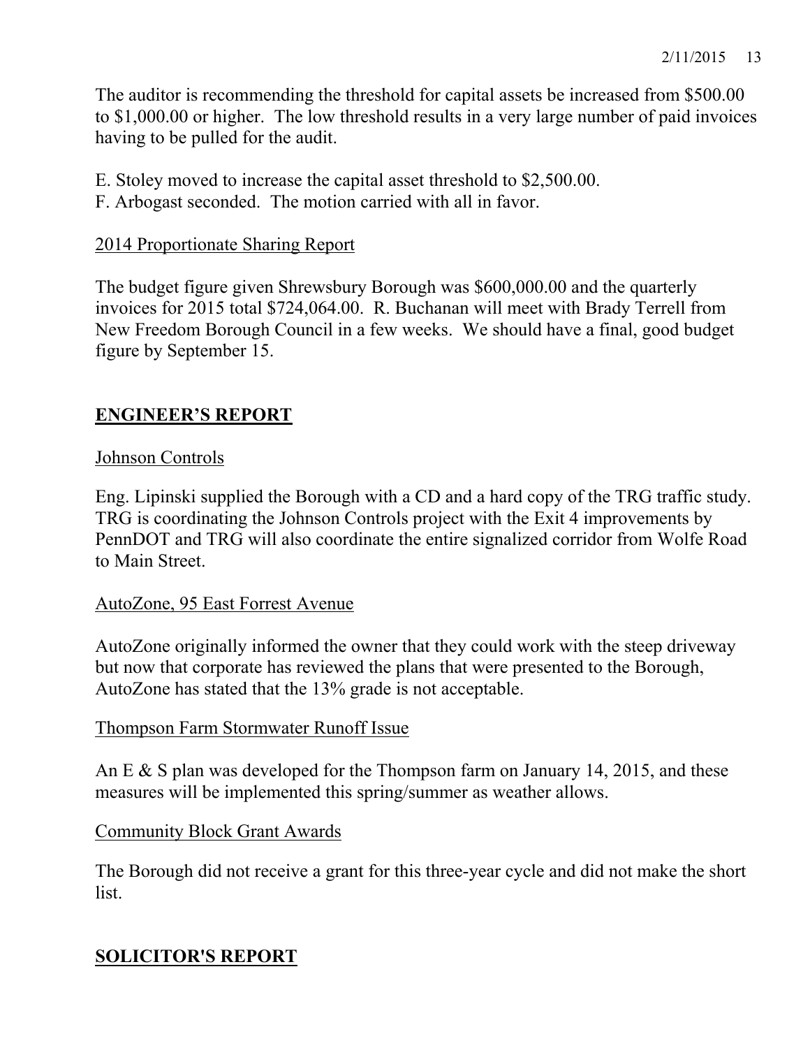The auditor is recommending the threshold for capital assets be increased from $500.00 to $1,000.00 or higher. The low threshold results in a very large number of paid invoices having to be pulled for the audit.

E. Stoley moved to increase the capital asset threshold to $2,500.00.
F. Arbogast seconded. The motion carried with all in favor.

<u>2014 Proportionate Sharing Report</u>

The budget figure given Shrewsbury Borough was $600,000.00 and the quarterly invoices for 2015 total $724,064.00. R. Buchanan will meet with Brady Terrell from New Freedom Borough Council in a few weeks. We should have a final, good budget figure by September 15.

## ENGINEER'S REPORT

<u>Johnson Controls</u>

Eng. Lipinski supplied the Borough with a CD and a hard copy of the TRG traffic study. TRG is coordinating the Johnson Controls project with the Exit 4 improvements by PennDOT and TRG will also coordinate the entire signalized corridor from Wolfe Road to Main Street.

<u>AutoZone, 95 East Forrest Avenue</u>

AutoZone originally informed the owner that they could work with the steep driveway but now that corporate has reviewed the plans that were presented to the Borough, AutoZone has stated that the 13% grade is not acceptable.

<u>Thompson Farm Stormwater Runoff Issue</u>

An E & S plan was developed for the Thompson farm on January 14, 2015, and these measures will be implemented this spring/summer as weather allows.

<u>Community Block Grant Awards</u>

The Borough did not receive a grant for this three-year cycle and did not make the short list.

## SOLICITOR'S REPORT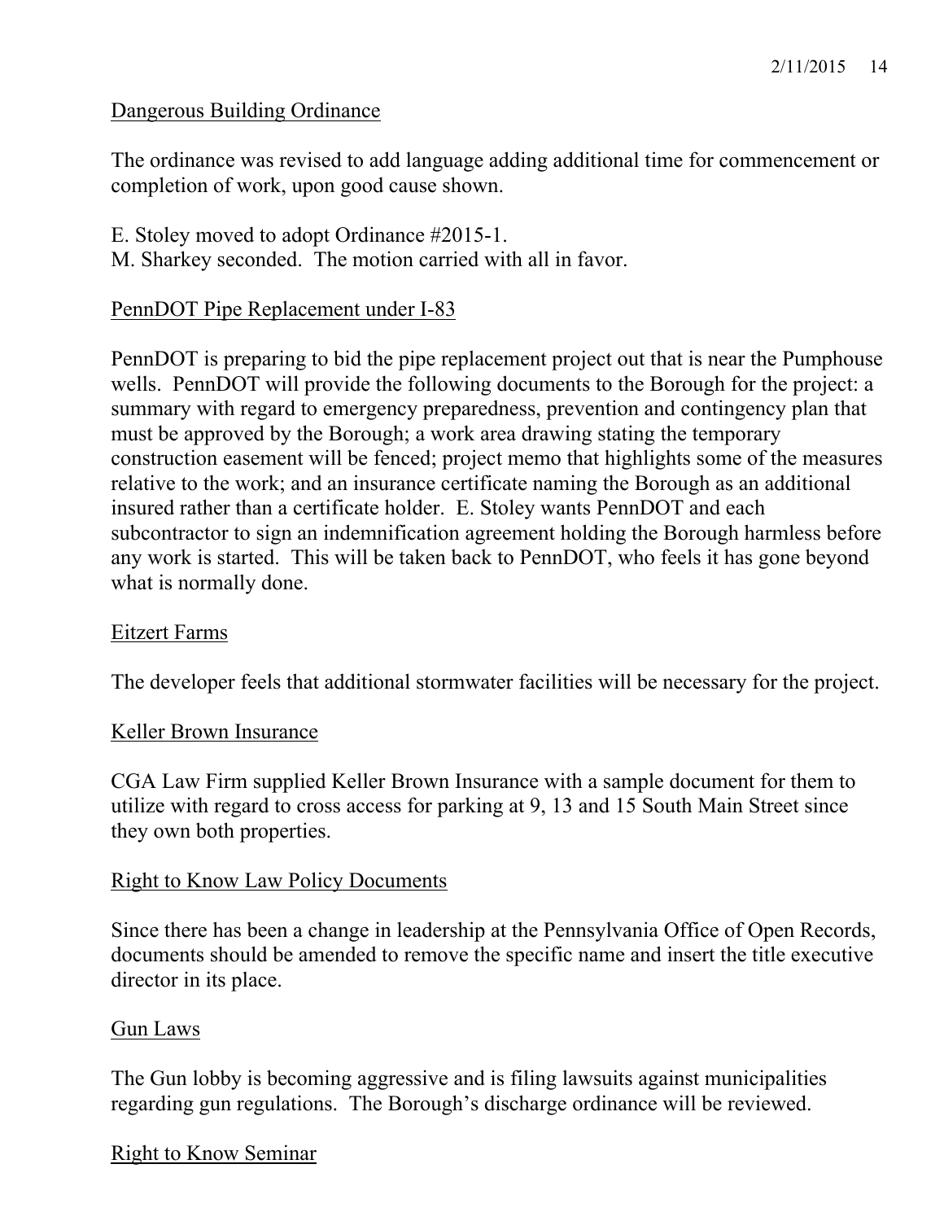Dangerous Building Ordinance

The ordinance was revised to add language adding additional time for commencement or completion of work, upon good cause shown.

E. Stoley moved to adopt Ordinance #2015-1.
M. Sharkey seconded. The motion carried with all in favor.

PennDOT Pipe Replacement under I-83

PennDOT is preparing to bid the pipe replacement project out that is near the Pumphouse wells. PennDOT will provide the following documents to the Borough for the project: a summary with regard to emergency preparedness, prevention and contingency plan that must be approved by the Borough; a work area drawing stating the temporary construction easement will be fenced; project memo that highlights some of the measures relative to the work; and an insurance certificate naming the Borough as an additional insured rather than a certificate holder. E. Stoley wants PennDOT and each subcontractor to sign an indemnification agreement holding the Borough harmless before any work is started. This will be taken back to PennDOT, who feels it has gone beyond what is normally done.

Eitzert Farms

The developer feels that additional stormwater facilities will be necessary for the project.

Keller Brown Insurance

CGA Law Firm supplied Keller Brown Insurance with a sample document for them to utilize with regard to cross access for parking at 9, 13 and 15 South Main Street since they own both properties.

Right to Know Law Policy Documents

Since there has been a change in leadership at the Pennsylvania Office of Open Records, documents should be amended to remove the specific name and insert the title executive director in its place.

Gun Laws

The Gun lobby is becoming aggressive and is filing lawsuits against municipalities regarding gun regulations. The Borough's discharge ordinance will be reviewed.

Right to Know Seminar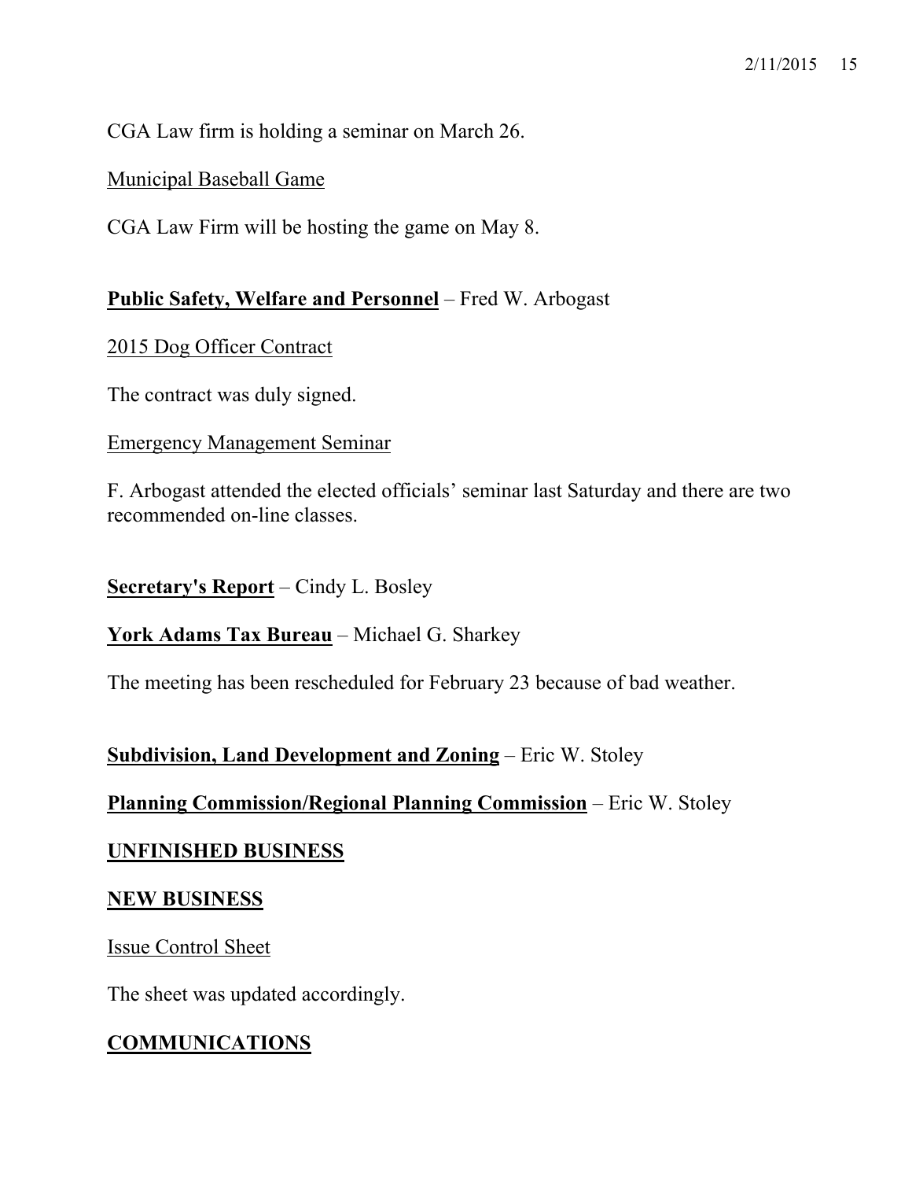CGA Law firm is holding a seminar on March 26.

Municipal Baseball Game

CGA Law Firm will be hosting the game on May 8.

**Public Safety, Welfare and Personnel** – Fred W. Arbogast

2015 Dog Officer Contract

The contract was duly signed.

Emergency Management Seminar

F. Arbogast attended the elected officials' seminar last Saturday and there are two recommended on-line classes.

**Secretary's Report** – Cindy L. Bosley

**York Adams Tax Bureau** – Michael G. Sharkey

The meeting has been rescheduled for February 23 because of bad weather.

**Subdivision, Land Development and Zoning** – Eric W. Stoley

**Planning Commission/Regional Planning Commission** – Eric W. Stoley

**UNFINISHED BUSINESS**

**NEW BUSINESS**

Issue Control Sheet

The sheet was updated accordingly.

**COMMUNICATIONS**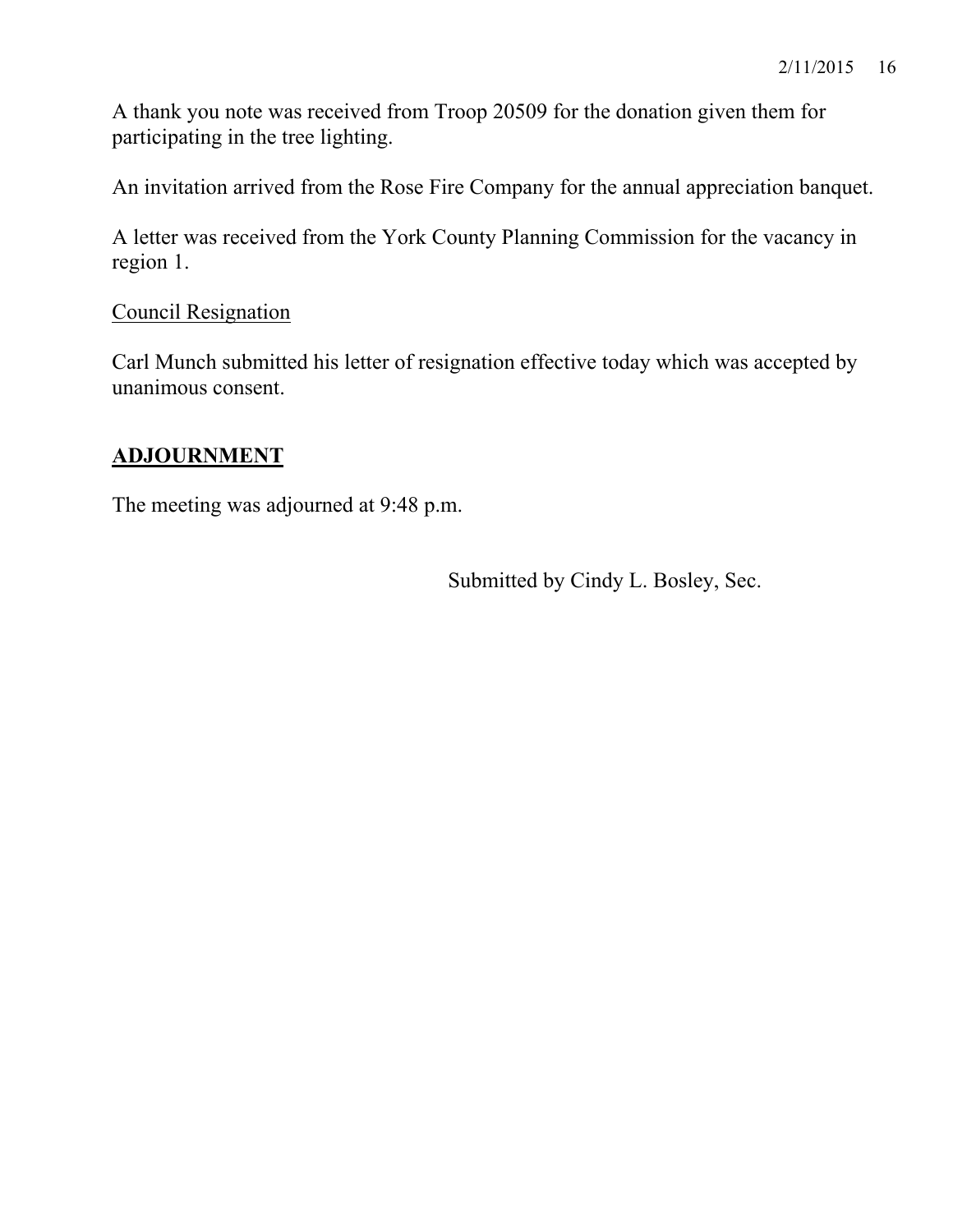A thank you note was received from Troop 20509 for the donation given them for participating in the tree lighting.

An invitation arrived from the Rose Fire Company for the annual appreciation banquet.

A letter was received from the York County Planning Commission for the vacancy in region 1.

Council Resignation

Carl Munch submitted his letter of resignation effective today which was accepted by unanimous consent.

## ADJOURNMENT

The meeting was adjourned at 9:48 p.m.

Submitted by Cindy L. Bosley, Sec.